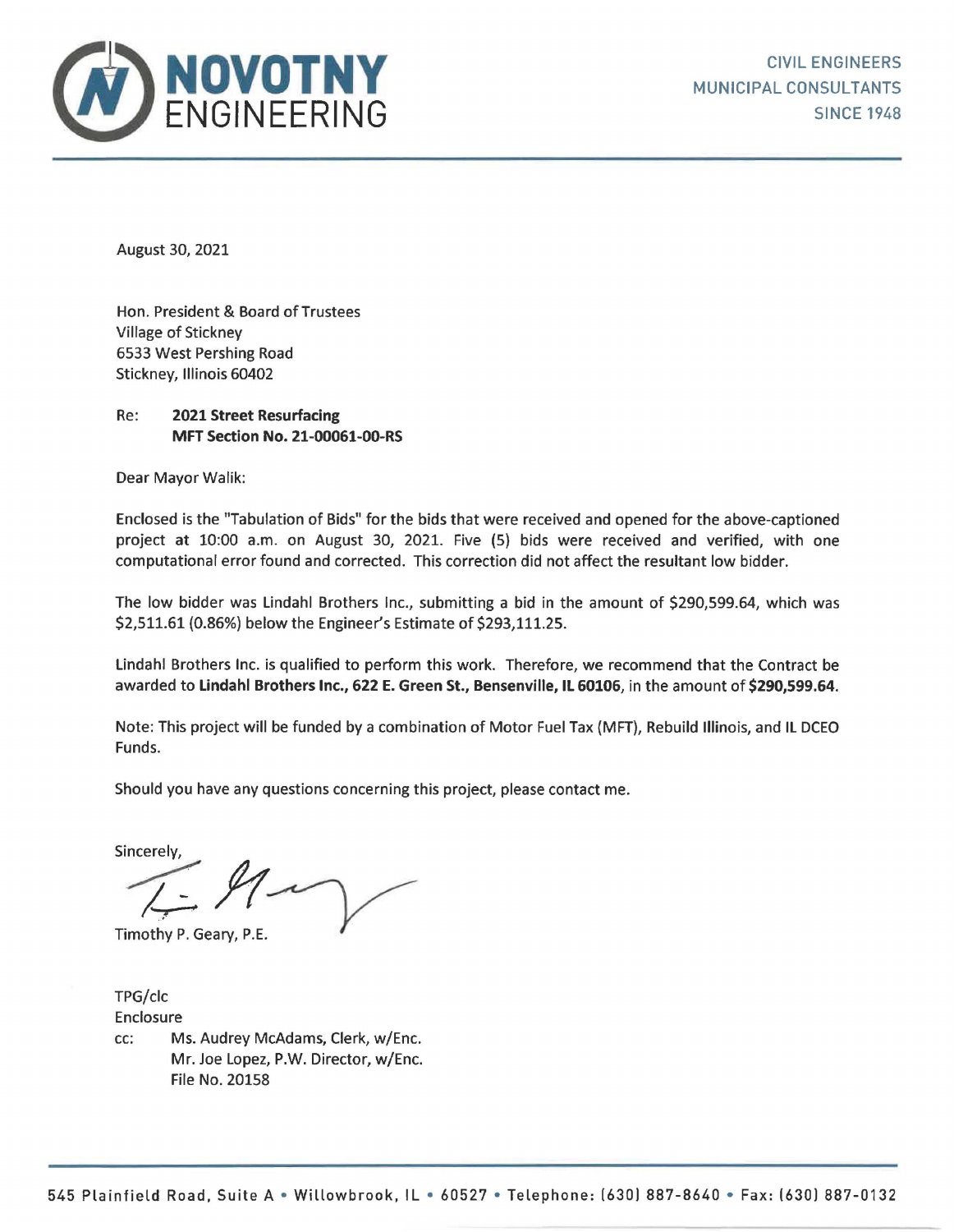# NOVOTNY ENGINEERING

CIVIL ENGINEERS
MUNICIPAL CONSULTANTS
SINCE 1948

August 30, 2021

Hon. President & Board of Trustees
Village of Stickney
6533 West Pershing Road
Stickney, Illinois 60402

Re: **2021 Street Resurfacing**
**MFT Section No. 21-00061-00-RS**

Dear Mayor Walik:

Enclosed is the "Tabulation of Bids" for the bids that were received and opened for the above-captioned project at 10:00 a.m. on August 30, 2021. Five (5) bids were received and verified, with one computational error found and corrected. This correction did not affect the resultant low bidder.

The low bidder was Lindahl Brothers Inc., submitting a bid in the amount of $290,599.64, which was $2,511.61 (0.86%) below the Engineer's Estimate of $293,111.25.

Lindahl Brothers Inc. is qualified to perform this work. Therefore, we recommend that the Contract be awarded to **Lindahl Brothers Inc., 622 E. Green St., Bensenville, IL 60106**, in the amount of **$290,599.64**.

Note: This project will be funded by a combination of Motor Fuel Tax (MFT), Rebuild Illinois, and IL DCEO Funds.

Should you have any questions concerning this project, please contact me.

Sincerely,

Timothy P. Geary, P.E.

TPG/clc
Enclosure
cc: Ms. Audrey McAdams, Clerk, w/Enc.
Mr. Joe Lopez, P.W. Director, w/Enc.
File No. 20158

545 Plainfield Road, Suite A • Willowbrook, IL • 60527 • Telephone: (630) 887-8640 • Fax: (630) 887-0132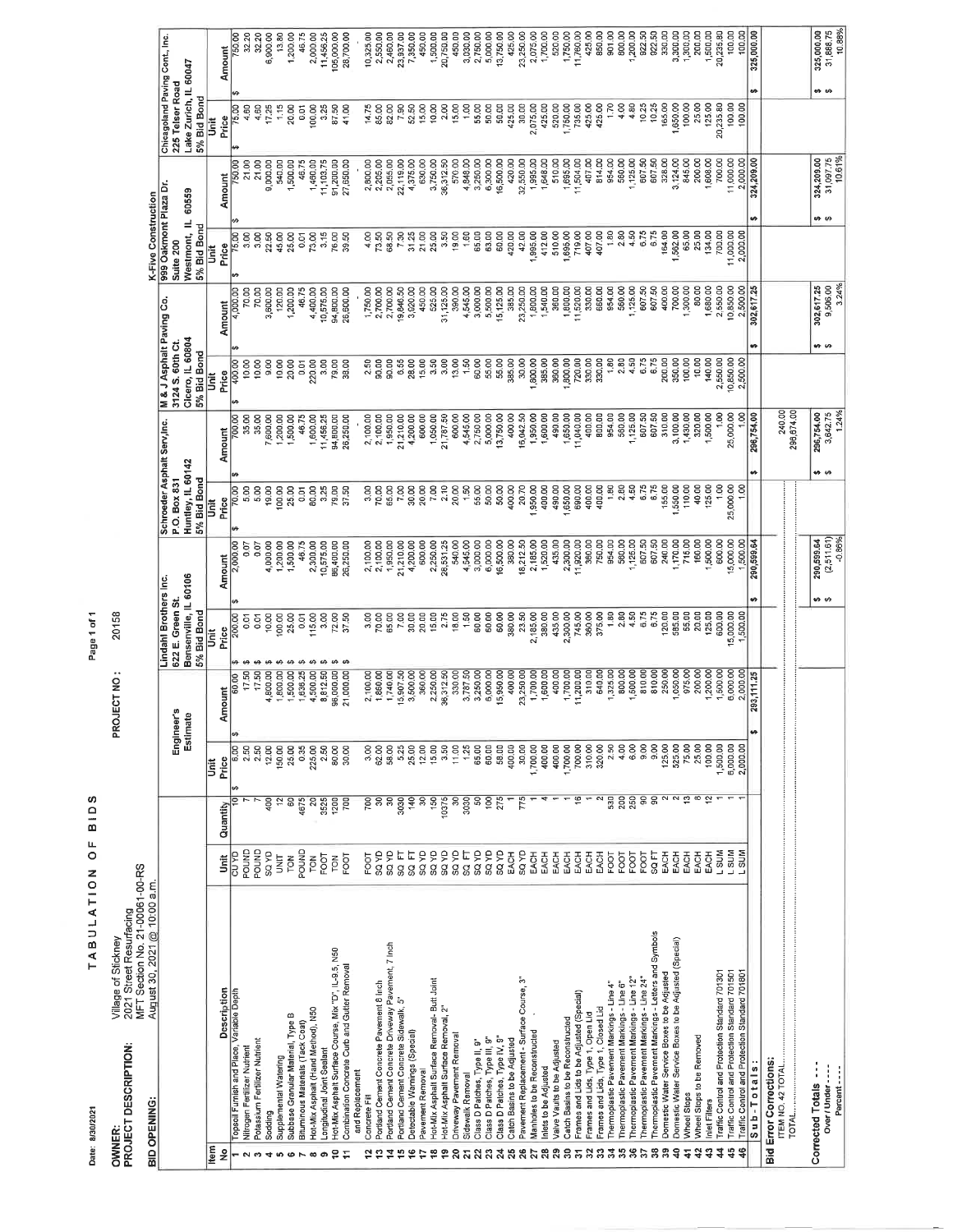Date: 8/30/2021

# TABULATION OF BIDS

PROJECT NO: 20158

**OWNER:** Village of Stickney

**PROJECT DESCRIPTION:** 2021 Street Resurfacing
MFT Section No. 21-00061-00-RS

**BID OPENING:** August 30, 2021 @ 10:00 a.m.

| Item No | Description | Unit | Quantity | Engineer's Estimate | | Lindahl Brothers Inc. 622 E. Green St. Bensenville, IL 60106 5% Bid Bond | | Schroeder Asphalt Serv,Inc. P.O. Box 831 Huntley, IL 60142 5% Bid Bond | | M & J Asphalt Paving Co. 3124 S. 60th Ct. Cicero, IL 60804 5% Bid Bond | | K-Five Construction 999 Oakmont Plaza Dr. Suite 200 Westmont, IL 60559 5% Bid Bond | | Chicagoland Paving Cont, Inc. 225 Telser Road Lake Zurich, IL 60047 5% Bid Bond | |
|---|---|---|---|---|---|---|---|---|---|---|---|---|---|---|---|
| | | | | Unit Price | Amount | Unit Price | Amount | Unit Price | Amount | Unit Price | Amount | Unit Price | Amount | Unit Price | Amount |
| 1 | Topsoil Furnish and Place, Variable Depth | CU YD | 10 | $ 6.00 | $ 60.00 | $ 200.00 | $ 2,000.00 | $ 70.00 | $ 700.00 | $ 400.00 | $ 4,000.00 | $ 75.00 | $ 750.00 | $ 75.00 | $ 750.00 |
| 2 | Nitrogen Fertilizer Nutrient | POUND | 7 | 2.50 | 17.50 | $ 0.01 | 0.07 | 5.00 | 35.00 | 10.00 | 70.00 | 3.00 | 21.00 | 4.60 | 32.20 |
| 3 | Potassium Fertilizer Nutrient | POUND | 7 | 2.50 | 17.50 | $ 0.01 | 0.07 | 5.00 | 35.00 | 10.00 | 70.00 | 3.00 | 21.00 | 4.60 | 32.20 |
| 4 | Sodding | SQ YD | 400 | 12.00 | 4,800.00 | $ 10.00 | 4,000.00 | 19.00 | 7,600.00 | 9.00 | 3,600.00 | 22.50 | 9,000.00 | 17.25 | 6,900.00 |
| 5 | Supplemental Watering | UNIT | 12 | 150.00 | 1,800.00 | $ 100.00 | 1,200.00 | 100.00 | 1,200.00 | 10.00 | 120.00 | 45.00 | 540.00 | 1.15 | 13.80 |
| 6 | Subbase Granular Material, Type B | TON | 60 | 25.00 | 1,500.00 | $ 25.00 | 1,500.00 | 25.00 | 1,500.00 | 20.00 | 1,200.00 | 25.00 | 1,500.00 | 20.00 | 1,200.00 |
| 7 | Bituminous Materials (Tack Coat) | POUND | 4675 | 0.35 | 1,636.25 | $ 0.01 | 46.75 | 0.01 | 46.75 | 0.01 | 46.75 | 0.01 | 46.75 | 0.01 | 46.75 |
| 8 | Hot-Mix Asphalt (Hand Method), N50 | TON | 20 | 225.00 | 4,500.00 | $ 115.00 | 2,300.00 | 80.00 | 1,600.00 | 220.00 | 4,400.00 | 73.00 | 1,460.00 | 100.00 | 2,000.00 |
| 9 | Longitudinal Joint Sealant | FOOT | 3525 | 2.50 | 8,812.50 | $ 3.00 | 10,575.00 | 3.25 | 11,456.25 | 3.00 | 10,575.00 | 3.15 | 11,103.75 | 3.25 | 11,456.25 |
| 10 | Hot-Mix Asphalt Surface Course, Mix "D", IL-9.5, N50 | TON | 1200 | 80.00 | 96,000.00 | $ 72.00 | 86,400.00 | 79.00 | 94,800.00 | 79.00 | 94,800.00 | 76.00 | 91,200.00 | 87.50 | 105,000.00 |
| 11 | Combination Concrete Curb and Gutter Removal and Replacement | FOOT | 700 | 30.00 | 21,000.00 | $ 37.50 | 26,250.00 | 37.50 | 26,250.00 | 38.00 | 26,600.00 | 39.50 | 27,650.00 | 41.00 | 28,700.00 |
| 12 | Concrete Fill | FOOT | 700 | 3.00 | 2,100.00 | 3.00 | 2,100.00 | 3.00 | 2,100.00 | 2.50 | 1,750.00 | 4.00 | 2,800.00 | 14.75 | 10,325.00 |
| 13 | Portland Cement Concrete Pavement 8 Inch | SQ YD | 30 | 62.00 | 1,860.00 | 70.00 | 2,100.00 | 70.00 | 2,100.00 | 90.00 | 2,700.00 | 73.50 | 2,205.00 | 85.00 | 2,550.00 |
| 14 | Portland Cement Concrete Driveway Pavement, 7 Inch | SQ YD | 30 | 58.00 | 1,740.00 | 65.00 | 1,950.00 | 65.00 | 1,950.00 | 90.00 | 2,700.00 | 68.50 | 2,055.00 | 82.00 | 2,460.00 |
| 15 | Portland Cement Concrete Sidewalk, 5" | SQ FT | 3030 | 5.25 | 15,907.50 | 7.00 | 21,210.00 | 7.00 | 21,210.00 | 6.55 | 19,846.50 | 7.30 | 22,119.00 | 7.90 | 23,937.00 |
| 16 | Detectable Warnings (Special) | SQ FT | 140 | 25.00 | 3,500.00 | 30.00 | 4,200.00 | 30.00 | 4,200.00 | 28.00 | 3,920.00 | 31.25 | 4,375.00 | 52.50 | 7,350.00 |
| 17 | Pavement Removal | SQ YD | 30 | 12.00 | 360.00 | 20.00 | 600.00 | 20.00 | 600.00 | 15.00 | 450.00 | 21.00 | 630.00 | 15.00 | 450.00 |
| 18 | Hot-Mix Asphalt Surface Removal- Butt Joint | SQ YD | 150 | 15.00 | 2,250.00 | 15.00 | 2,250.00 | 7.00 | 1,050.00 | 3.50 | 525.00 | 25.00 | 3,750.00 | 10.00 | 1,500.00 |
| 19 | Hot-Mix Asphalt Surface Removal, 2" | SQ YD | 10375 | 3.50 | 36,312.50 | 2.75 | 28,531.25 | 2.10 | 21,787.50 | 3.00 | 31,125.00 | 3.50 | 36,312.50 | 2.00 | 20,750.00 |
| 20 | Driveway Pavement Removal | SQ YD | 30 | 11.00 | 330.00 | 18.00 | 540.00 | 20.00 | 600.00 | 13.00 | 390.00 | 19.00 | 570.00 | 15.00 | 450.00 |
| 21 | Sidewalk Removal | SQ FT | 3030 | 1.25 | 3,787.50 | 1.50 | 4,545.00 | 1.50 | 4,545.00 | 1.50 | 4,545.00 | 1.60 | 4,848.00 | 1.00 | 3,030.00 |
| 22 | Class D Patches, Type II, 9" | SQ YD | 50 | 65.00 | 3,250.00 | 60.00 | 3,000.00 | 55.00 | 2,750.00 | 60.00 | 3,000.00 | 65.00 | 3,250.00 | 55.00 | 2,750.00 |
| 23 | Class D Patches, Type III, 9" | SQ YD | 100 | 60.00 | 6,000.00 | 60.00 | 6,000.00 | 50.00 | 5,000.00 | 55.00 | 5,500.00 | 63.00 | 6,300.00 | 50.00 | 5,000.00 |
| 24 | Class D Patches, Type IV, 9" | SQ YD | 275 | 58.00 | 15,950.00 | 60.00 | 16,500.00 | 50.00 | 13,750.00 | 55.00 | 15,125.00 | 60.00 | 16,500.00 | 50.00 | 13,750.00 |
| 25 | Catch Basins to be Adjusted | EACH | 1 | 400.00 | 400.00 | 380.00 | 380.00 | 400.00 | 400.00 | 385.00 | 385.00 | 420.00 | 420.00 | 425.00 | 425.00 |
| 26 | Pavement Replacement - Surface Course, 3" | SQ YD | 775 | 30.00 | 23,250.00 | 23.50 | 18,212.50 | 20.70 | 16,042.50 | 30.00 | 23,250.00 | 42.00 | 32,550.00 | 30.00 | 23,250.00 |
| 27 | Manholes to be Reconstructed | EACH | 1 | 1,700.00 | 1,700.00 | 2,185.00 | 2,185.00 | 1,950.00 | 1,950.00 | 1,800.00 | 1,800.00 | 1,995.00 | 1,995.00 | 2,075.00 | 2,075.00 |
| 28 | Inlets to be Adjusted | EACH | 4 | 400.00 | 1,600.00 | 380.00 | 1,520.00 | 400.00 | 1,600.00 | 385.00 | 1,540.00 | 412.00 | 1,648.00 | 425.00 | 1,700.00 |
| 29 | Valve Vaults to be Adjusted | EACH | 1 | 400.00 | 400.00 | 435.00 | 435.00 | 490.00 | 490.00 | 360.00 | 360.00 | 510.00 | 510.00 | 520.00 | 520.00 |
| 30 | Catch Basins to be Reconstructed | EACH | 1 | 1,700.00 | 1,700.00 | 2,300.00 | 2,300.00 | 1,650.00 | 1,650.00 | 1,800.00 | 1,800.00 | 1,695.00 | 1,695.00 | 1,750.00 | 1,750.00 |
| 31 | Frames and Lids to be Adjusted (Special) | EACH | 16 | 700.00 | 11,200.00 | 745.00 | 11,920.00 | 690.00 | 11,040.00 | 720.00 | 11,520.00 | 719.00 | 11,504.00 | 735.00 | 11,760.00 |
| 32 | Frames and Lids, Type 1, Open Lid | EACH | 1 | 310.00 | 310.00 | 360.00 | 360.00 | 400.00 | 400.00 | 330.00 | 330.00 | 407.00 | 407.00 | 425.00 | 425.00 |
| 33 | Frames and Lids, Type 1, Closed Lid | EACH | 2 | 320.00 | 640.00 | 375.00 | 750.00 | 400.00 | 800.00 | 330.00 | 660.00 | 407.00 | 814.00 | 425.00 | 850.00 |
| 34 | Thermoplastic Pavement Markings - Line 4" | FOOT | 530 | 2.50 | 1,325.00 | 1.80 | 954.00 | 1.80 | 954.00 | 1.80 | 954.00 | 1.80 | 954.00 | 1.70 | 901.00 |
| 35 | Thermoplastic Pavement Markings - Line 6" | FOOT | 200 | 4.00 | 800.00 | 2.80 | 560.00 | 2.80 | 560.00 | 2.80 | 560.00 | 2.80 | 560.00 | 4.00 | 800.00 |
| 36 | Thermoplastic Pavement Markings - Line 12" | FOOT | 250 | 6.00 | 1,500.00 | 4.50 | 1,125.00 | 4.50 | 1,125.00 | 4.50 | 1,125.00 | 4.50 | 1,125.00 | 4.80 | 1,200.00 |
| 37 | Thermoplastic Pavement Markings - Line 24" | FOOT | 90 | 9.00 | 810.00 | 6.75 | 607.50 | 6.75 | 607.50 | 6.75 | 607.50 | 6.75 | 607.50 | 10.25 | 922.50 |
| 38 | Thermoplastic Pavement Markings - Letters and Symbols | SQ FT | 90 | 9.00 | 810.00 | 6.75 | 607.50 | 6.75 | 607.50 | 6.75 | 607.50 | 6.75 | 607.50 | 10.25 | 922.50 |
| 39 | Domestic Water Service Boxes to be Adjusted | EACH | 2 | 125.00 | 250.00 | 120.00 | 240.00 | 155.00 | 310.00 | 200.00 | 400.00 | 164.00 | 328.00 | 165.00 | 330.00 |
| 40 | Domestic Water Service Boxes to be Adjusted (Special) | EACH | 2 | 525.00 | 1,050.00 | 585.00 | 1,170.00 | 1,550.00 | 3,100.00 | 350.00 | 700.00 | 1,562.00 | 3,124.00 | 1,650.00 | 3,300.00 |
| 41 | Wheel Stops | EACH | 13 | 75.00 | 975.00 | 55.00 | 715.00 | 110.00 | 1,430.00 | 100.00 | 1,300.00 | 65.00 | 845.00 | 100.00 | 1,300.00 |
| 42 | Wheel Stops to be Removed | EACH | 8 | 25.00 | 200.00 | 20.00 | 160.00 | 40.00 | 320.00 | 10.00 | 80.00 | 25.00 | 200.00 | 25.00 | 200.00 |
| 43 | Inlet Filters | EACH | 12 | 100.00 | 1,200.00 | 125.00 | 1,500.00 | 125.00 | 1,500.00 | 140.00 | 1,680.00 | 134.00 | 1,608.00 | 125.00 | 1,500.00 |
| 44 | Traffic Control and Protection Standard 701301 | L SUM | 1 | 1,500.00 | 1,500.00 | 600.00 | 600.00 | 1.00 | 1.00 | 2,550.00 | 2,550.00 | 700.00 | 700.00 | 20,235.80 | 20,235.80 |
| 45 | Traffic Control and Protection Standard 701501 | L SUM | 1 | 6,000.00 | 6,000.00 | 15,000.00 | 15,000.00 | 25,000.00 | 25,000.00 | 10,850.00 | 10,850.00 | 11,000.00 | 11,000.00 | 100.00 | 100.00 |
| 46 | Traffic Control and Protection Standard 701601 | L SUM | 1 | 2,000.00 | 2,000.00 | 1,500.00 | 1,500.00 | 1.00 | 1.00 | 2,500.00 | 2,500.00 | 2,000.00 | 2,000.00 | 100.00 | 100.00 |
| | Sub-Totals: | | | | $ 293,111.25 | | $ 290,599.64 | | $ 296,754.00 | | $ 302,617.25 | | $ 324,209.00 | | $ 325,000.00 |
| | **Bid Error Corrections:** | | | | | | | | | | | | | | |
| | ITEM NO. 42 TOTAL | | | | | | | | 240.00 | | | | | | |
| | TOTAL | | | | | | | | 296,874.00 | | | | | | |
| | Corrected Totals - - - | | | | | | $ 290,599.64 | | $ 296,754.00 | | $ 302,617.25 | | $ 324,209.00 | | $ 325,000.00 |
| | Over / Under - - - - | | | | | | $ (2,511.61) | | $ 3,642.75 | | $ 9,506.00 | | $ 31,097.75 | | $ 31,888.75 |
| | Percent - - - - | | | | | | -0.86% | | 1.24% | | 3.24% | | 10.61% | | 10.88% |